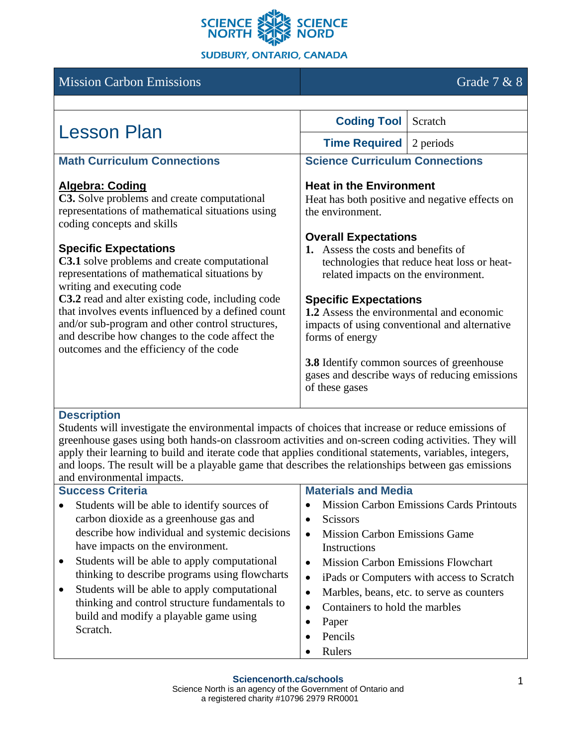SCIENCE NORTH | SCIENCE NORD

SUDBURY, ONTARIO, CANADA

| Mission Carbon Emissions | Grade 7 & 8 |
|---|---|

# Lesson Plan

| **Coding Tool** | Scratch |
|---|---|
| **Time Required** | 2 periods |

## Math Curriculum Connections

### Algebra: Coding

**C3.** Solve problems and create computational representations of mathematical situations using coding concepts and skills

### Specific Expectations

**C3.1** solve problems and create computational representations of mathematical situations by writing and executing code

**C3.2** read and alter existing code, including code that involves events influenced by a defined count and/or sub-program and other control structures, and describe how changes to the code affect the outcomes and the efficiency of the code

## Science Curriculum Connections

### Heat in the Environment

Heat has both positive and negative effects on the environment.

### Overall Expectations

1. Assess the costs and benefits of technologies that reduce heat loss or heat-related impacts on the environment.

### Specific Expectations

**1.2** Assess the environmental and economic impacts of using conventional and alternative forms of energy

**3.8** Identify common sources of greenhouse gases and describe ways of reducing emissions of these gases

## Description

Students will investigate the environmental impacts of choices that increase or reduce emissions of greenhouse gases using both hands-on classroom activities and on-screen coding activities. They will apply their learning to build and iterate code that applies conditional statements, variables, integers, and loops. The result will be a playable game that describes the relationships between gas emissions and environmental impacts.

## Success Criteria

- Students will be able to identify sources of carbon dioxide as a greenhouse gas and describe how individual and systemic decisions have impacts on the environment.
- Students will be able to apply computational thinking to describe programs using flowcharts
- Students will be able to apply computational thinking and control structure fundamentals to build and modify a playable game using Scratch.

## Materials and Media

- Mission Carbon Emissions Cards Printouts
- Scissors
- Mission Carbon Emissions Game Instructions
- Mission Carbon Emissions Flowchart
- iPads or Computers with access to Scratch
- Marbles, beans, etc. to serve as counters
- Containers to hold the marbles
- Paper
- Pencils
- Rulers

**Sciencenorth.ca/schools**
Science North is an agency of the Government of Ontario and a registered charity #10796 2979 RR0001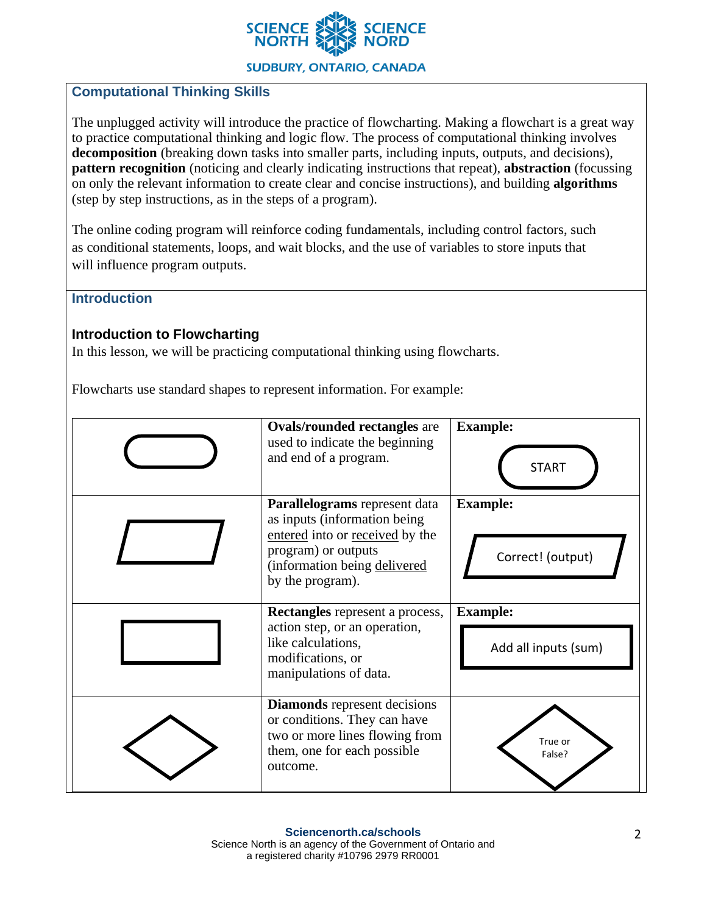## Computational Thinking Skills

The unplugged activity will introduce the practice of flowcharting. Making a flowchart is a great way to practice computational thinking and logic flow. The process of computational thinking involves **decomposition** (breaking down tasks into smaller parts, including inputs, outputs, and decisions), **pattern recognition** (noticing and clearly indicating instructions that repeat), **abstraction** (focussing on only the relevant information to create clear and concise instructions), and building **algorithms** (step by step instructions, as in the steps of a program).

The online coding program will reinforce coding fundamentals, including control factors, such as conditional statements, loops, and wait blocks, and the use of variables to store inputs that will influence program outputs.

## Introduction

### Introduction to Flowcharting

In this lesson, we will be practicing computational thinking using flowcharts.

Flowcharts use standard shapes to represent information. For example:

| Shape | Description | Example |
|---|---|---|
| | **Ovals/rounded rectangles** are used to indicate the beginning and end of a program. | **Example:** START |
| | **Parallelograms** represent data as inputs (information being entered into or received by the program) or outputs (information being delivered by the program). | **Example:** Correct! (output) |
| | **Rectangles** represent a process, action step, or an operation, like calculations, modifications, or manipulations of data. | **Example:** Add all inputs (sum) |
| | **Diamonds** represent decisions or conditions. They can have two or more lines flowing from them, one for each possible outcome. | True or False? |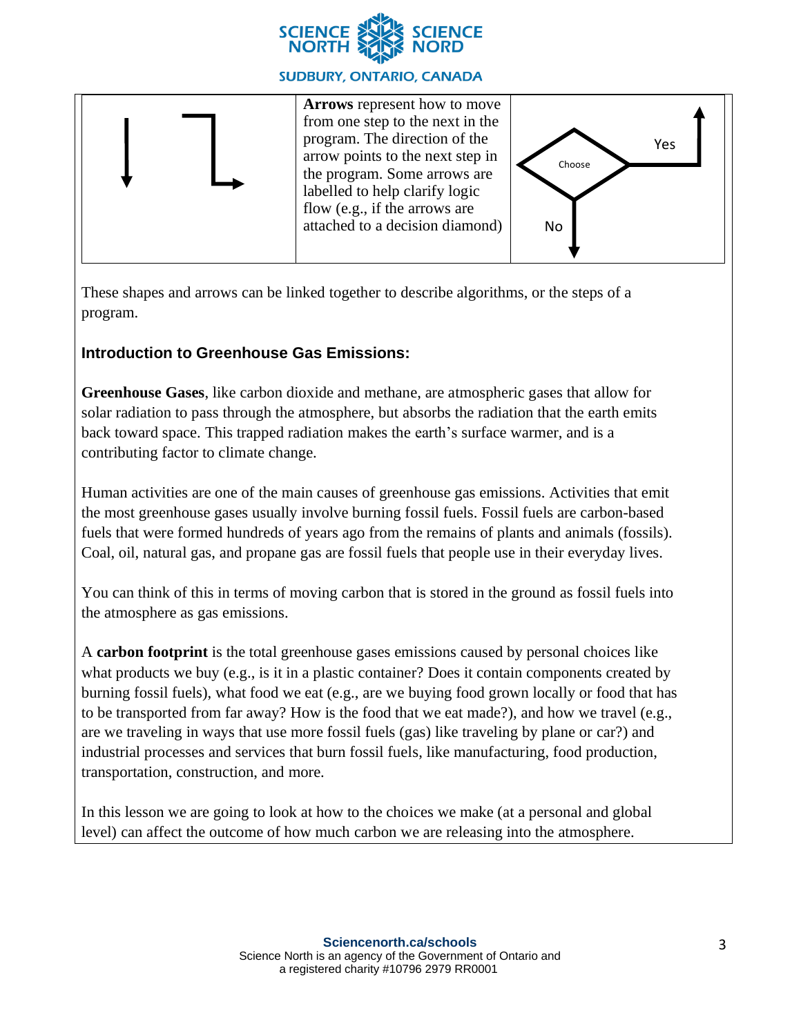| | **Arrows** represent how to move from one step to the next in the program. The direction of the arrow points to the next step in the program. Some arrows are labelled to help clarify logic flow (e.g., if the arrows are attached to a decision diamond) | Choose<br>Yes<br>No |
|---|---|---|

These shapes and arrows can be linked together to describe algorithms, or the steps of a program.

### Introduction to Greenhouse Gas Emissions:

**Greenhouse Gases**, like carbon dioxide and methane, are atmospheric gases that allow for solar radiation to pass through the atmosphere, but absorbs the radiation that the earth emits back toward space. This trapped radiation makes the earth's surface warmer, and is a contributing factor to climate change.

Human activities are one of the main causes of greenhouse gas emissions. Activities that emit the most greenhouse gases usually involve burning fossil fuels. Fossil fuels are carbon-based fuels that were formed hundreds of years ago from the remains of plants and animals (fossils). Coal, oil, natural gas, and propane gas are fossil fuels that people use in their everyday lives.

You can think of this in terms of moving carbon that is stored in the ground as fossil fuels into the atmosphere as gas emissions.

A **carbon footprint** is the total greenhouse gases emissions caused by personal choices like what products we buy (e.g., is it in a plastic container? Does it contain components created by burning fossil fuels), what food we eat (e.g., are we buying food grown locally or food that has to be transported from far away? How is the food that we eat made?), and how we travel (e.g., are we traveling in ways that use more fossil fuels (gas) like traveling by plane or car?) and industrial processes and services that burn fossil fuels, like manufacturing, food production, transportation, construction, and more.

In this lesson we are going to look at how to the choices we make (at a personal and global level) can affect the outcome of how much carbon we are releasing into the atmosphere.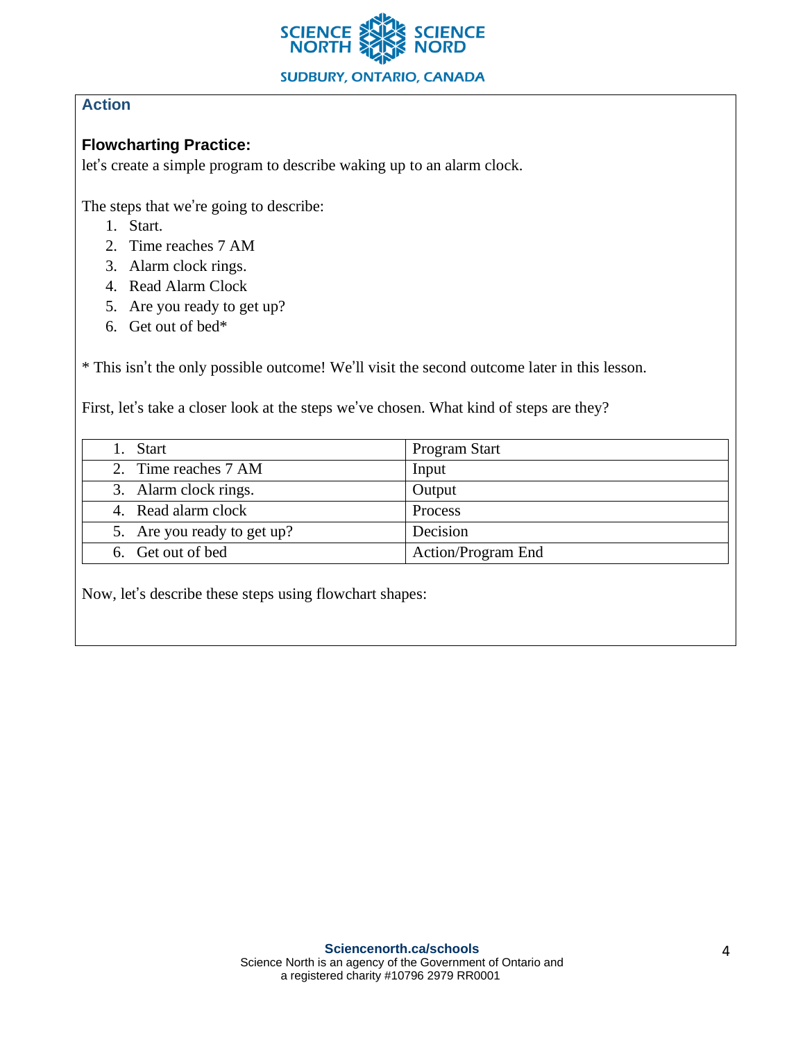## Action

### Flowcharting Practice:

let's create a simple program to describe waking up to an alarm clock.

The steps that we're going to describe:

1. Start.
2. Time reaches 7 AM
3. Alarm clock rings.
4. Read Alarm Clock
5. Are you ready to get up?
6. Get out of bed*

* This isn't the only possible outcome! We'll visit the second outcome later in this lesson.

First, let's take a closer look at the steps we've chosen. What kind of steps are they?

| Step | Type |
|---|---|
| 1. Start | Program Start |
| 2. Time reaches 7 AM | Input |
| 3. Alarm clock rings. | Output |
| 4. Read alarm clock | Process |
| 5. Are you ready to get up? | Decision |
| 6. Get out of bed | Action/Program End |

Now, let's describe these steps using flowchart shapes: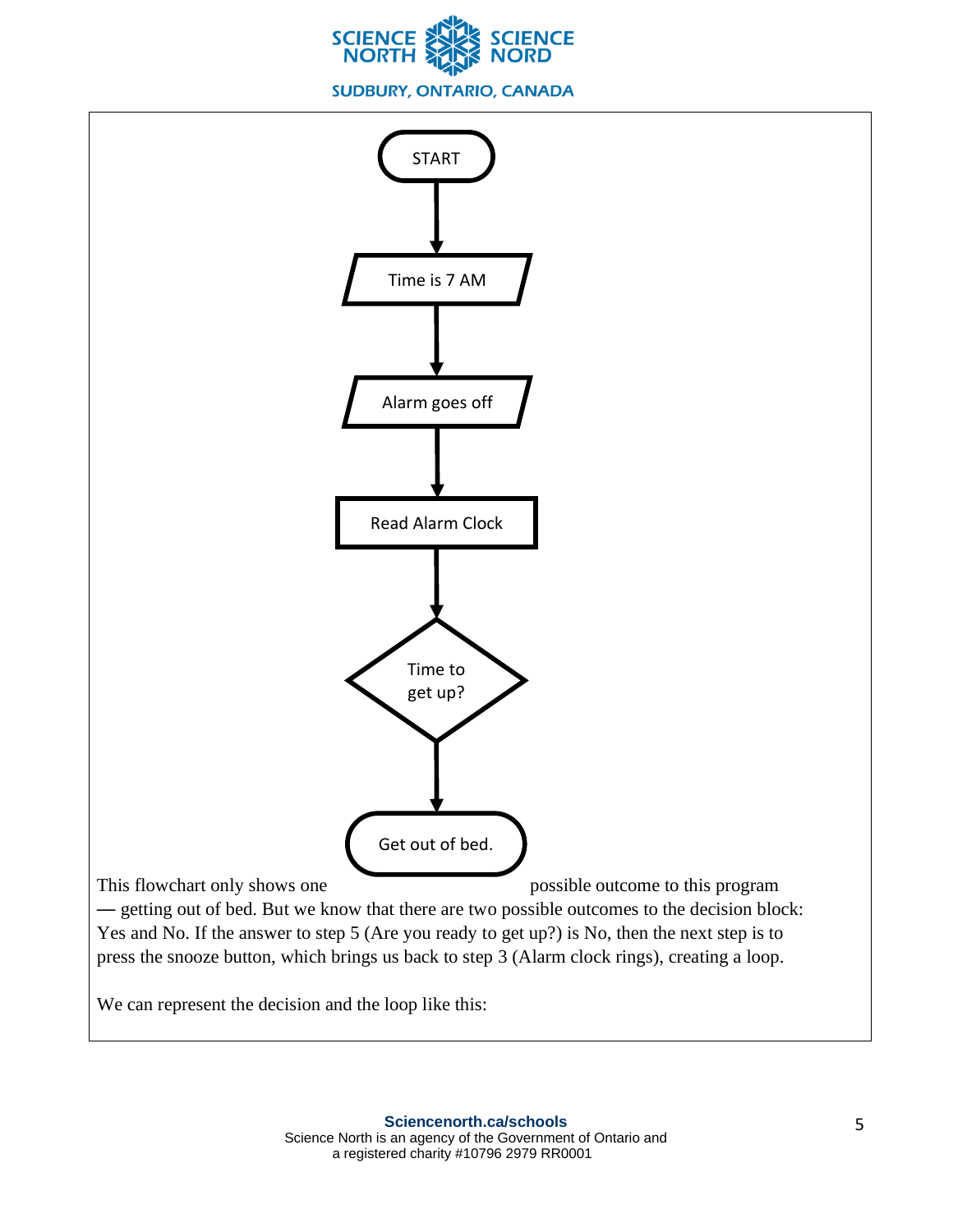START

↓

Time is 7 AM

↓

Alarm goes off

↓

Read Alarm Clock

↓

Time to get up?

↓

Get out of bed.

This flowchart only shows one possible outcome to this program — getting out of bed. But we know that there are two possible outcomes to the decision block: Yes and No. If the answer to step 5 (Are you ready to get up?) is No, then the next step is to press the snooze button, which brings us back to step 3 (Alarm clock rings), creating a loop.

We can represent the decision and the loop like this: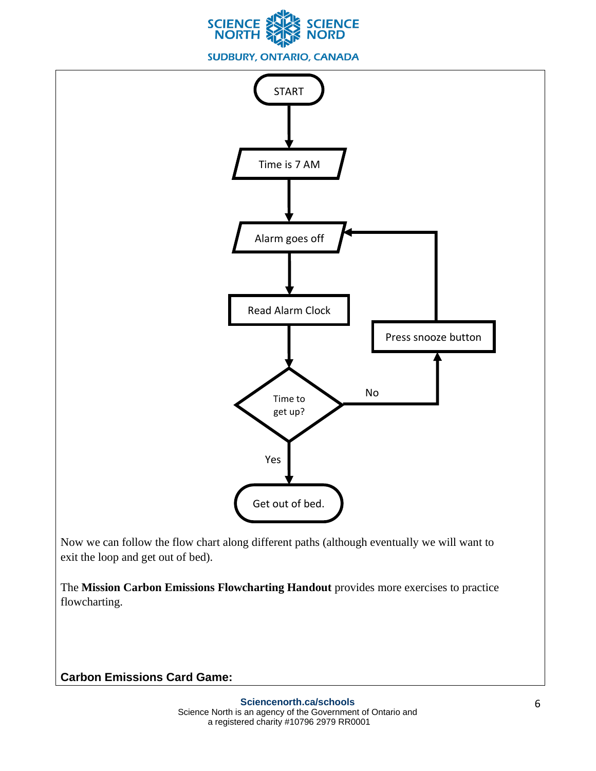START

Time is 7 AM

Alarm goes off

Read Alarm Clock

Time to get up?

No → Press snooze button → Alarm goes off

Yes → Get out of bed.

Now we can follow the flow chart along different paths (although eventually we will want to exit the loop and get out of bed).

The **Mission Carbon Emissions Flowcharting Handout** provides more exercises to practice flowcharting.

**Carbon Emissions Card Game:**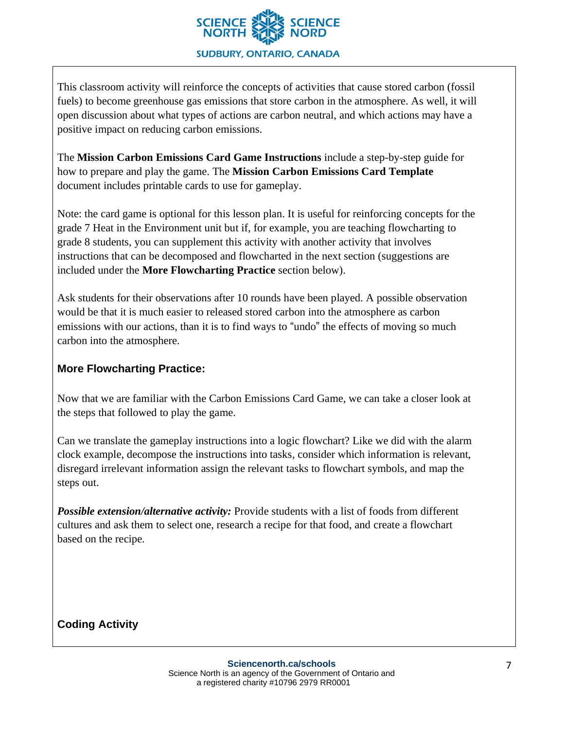This classroom activity will reinforce the concepts of activities that cause stored carbon (fossil fuels) to become greenhouse gas emissions that store carbon in the atmosphere. As well, it will open discussion about what types of actions are carbon neutral, and which actions may have a positive impact on reducing carbon emissions.

The **Mission Carbon Emissions Card Game Instructions** include a step-by-step guide for how to prepare and play the game. The **Mission Carbon Emissions Card Template** document includes printable cards to use for gameplay.

Note: the card game is optional for this lesson plan. It is useful for reinforcing concepts for the grade 7 Heat in the Environment unit but if, for example, you are teaching flowcharting to grade 8 students, you can supplement this activity with another activity that involves instructions that can be decomposed and flowcharted in the next section (suggestions are included under the **More Flowcharting Practice** section below).

Ask students for their observations after 10 rounds have been played. A possible observation would be that it is much easier to released stored carbon into the atmosphere as carbon emissions with our actions, than it is to find ways to "undo" the effects of moving so much carbon into the atmosphere.

### More Flowcharting Practice:

Now that we are familiar with the Carbon Emissions Card Game, we can take a closer look at the steps that followed to play the game.

Can we translate the gameplay instructions into a logic flowchart? Like we did with the alarm clock example, decompose the instructions into tasks, consider which information is relevant, disregard irrelevant information assign the relevant tasks to flowchart symbols, and map the steps out.

***Possible extension/alternative activity:*** Provide students with a list of foods from different cultures and ask them to select one, research a recipe for that food, and create a flowchart based on the recipe.

### Coding Activity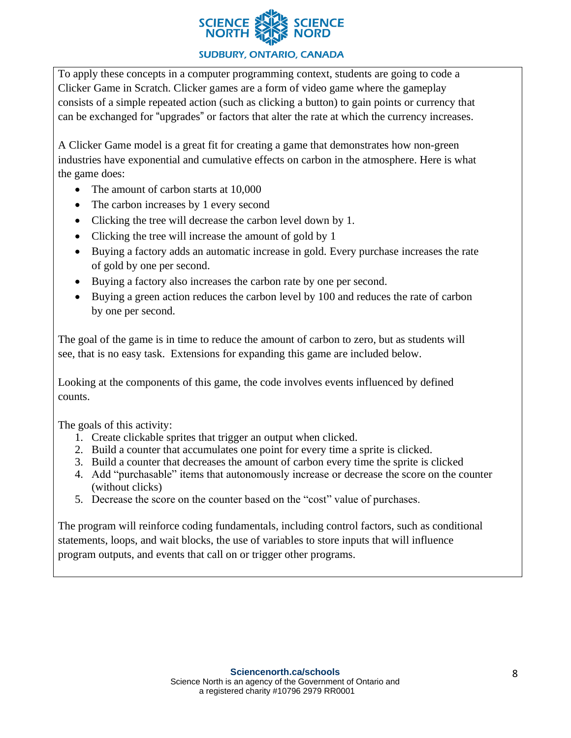To apply these concepts in a computer programming context, students are going to code a Clicker Game in Scratch. Clicker games are a form of video game where the gameplay consists of a simple repeated action (such as clicking a button) to gain points or currency that can be exchanged for "upgrades" or factors that alter the rate at which the currency increases.

A Clicker Game model is a great fit for creating a game that demonstrates how non-green industries have exponential and cumulative effects on carbon in the atmosphere. Here is what the game does:

- The amount of carbon starts at 10,000
- The carbon increases by 1 every second
- Clicking the tree will decrease the carbon level down by 1.
- Clicking the tree will increase the amount of gold by 1
- Buying a factory adds an automatic increase in gold. Every purchase increases the rate of gold by one per second.
- Buying a factory also increases the carbon rate by one per second.
- Buying a green action reduces the carbon level by 100 and reduces the rate of carbon by one per second.

The goal of the game is in time to reduce the amount of carbon to zero, but as students will see, that is no easy task. Extensions for expanding this game are included below.

Looking at the components of this game, the code involves events influenced by defined counts.

The goals of this activity:

1. Create clickable sprites that trigger an output when clicked.
2. Build a counter that accumulates one point for every time a sprite is clicked.
3. Build a counter that decreases the amount of carbon every time the sprite is clicked
4. Add "purchasable" items that autonomously increase or decrease the score on the counter (without clicks)
5. Decrease the score on the counter based on the "cost" value of purchases.

The program will reinforce coding fundamentals, including control factors, such as conditional statements, loops, and wait blocks, the use of variables to store inputs that will influence program outputs, and events that call on or trigger other programs.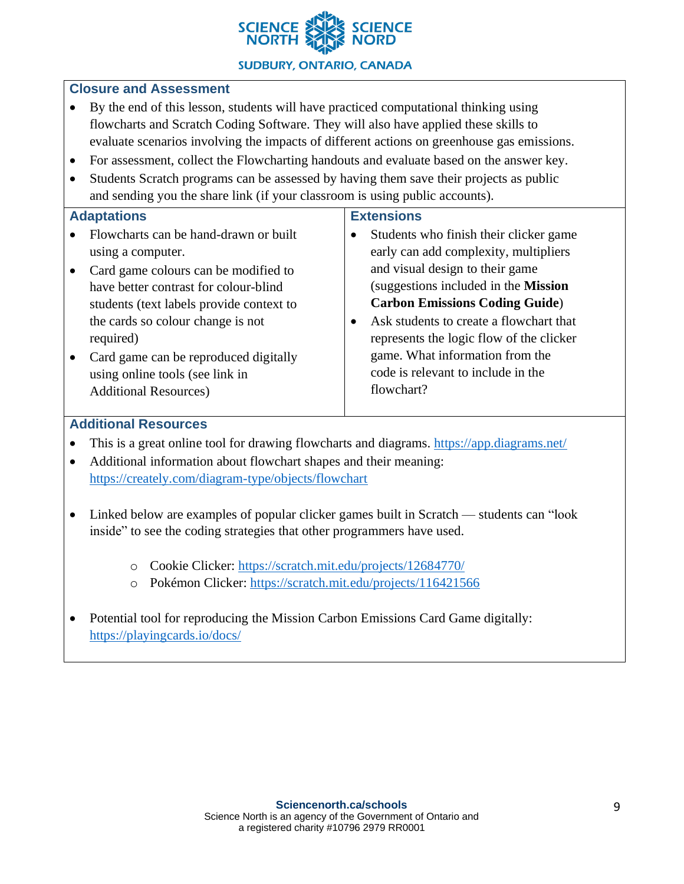## Closure and Assessment

- By the end of this lesson, students will have practiced computational thinking using flowcharts and Scratch Coding Software. They will also have applied these skills to evaluate scenarios involving the impacts of different actions on greenhouse gas emissions.
- For assessment, collect the Flowcharting handouts and evaluate based on the answer key.
- Students Scratch programs can be assessed by having them save their projects as public and sending you the share link (if your classroom is using public accounts).

## Adaptations

- Flowcharts can be hand-drawn or built using a computer.
- Card game colours can be modified to have better contrast for colour-blind students (text labels provide context to the cards so colour change is not required)
- Card game can be reproduced digitally using online tools (see link in Additional Resources)

## Extensions

- Students who finish their clicker game early can add complexity, multipliers and visual design to their game (suggestions included in the **Mission Carbon Emissions Coding Guide**)
- Ask students to create a flowchart that represents the logic flow of the clicker game. What information from the code is relevant to include in the flowchart?

## Additional Resources

- This is a great online tool for drawing flowcharts and diagrams. https://app.diagrams.net/
- Additional information about flowchart shapes and their meaning: https://creately.com/diagram-type/objects/flowchart
- Linked below are examples of popular clicker games built in Scratch — students can "look inside" to see the coding strategies that other programmers have used.
  - Cookie Clicker: https://scratch.mit.edu/projects/12684770/
  - Pokémon Clicker: https://scratch.mit.edu/projects/116421566
- Potential tool for reproducing the Mission Carbon Emissions Card Game digitally: https://playingcards.io/docs/